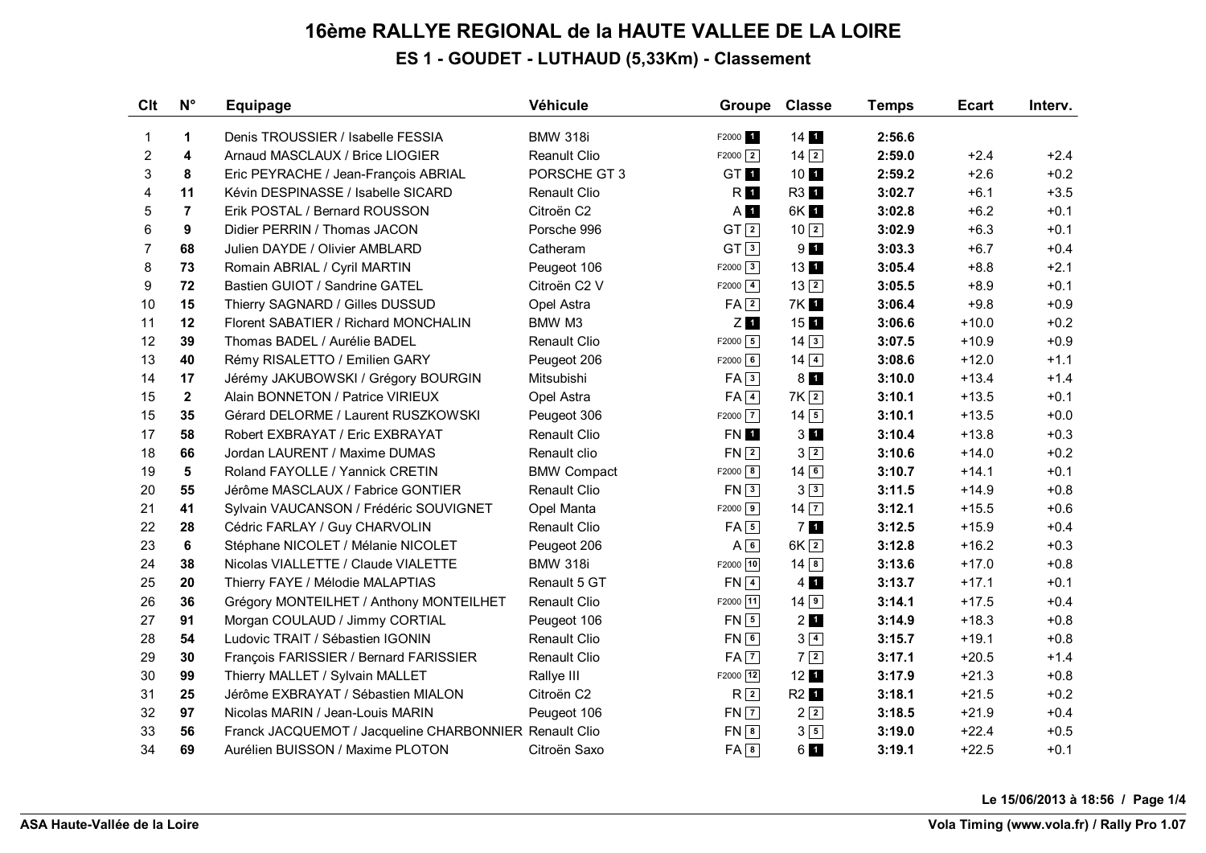# 16ème RALLYE REGIONAL de la HAUTE VALLEE DE LA LOIRE

## ES 1 - GOUDET - LUTHAUD (5,33Km) - Classement

| Clt | N° | Equipage | Véhicule | Groupe | Classe | Temps | Ecart | Interv. |
|---|---|---|---|---|---|---|---|---|
| 1 | **1** | Denis TROUSSIER / Isabelle FESSIA | BMW 318i | F2000 1 | 14 1 | **2:56.6** | | |
| 2 | **4** | Arnaud MASCLAUX / Brice LIOGIER | Reanult Clio | F2000 2 | 14 2 | **2:59.0** | +2.4 | +2.4 |
| 3 | **8** | Eric PEYRACHE / Jean-François ABRIAL | PORSCHE GT 3 | GT 1 | 10 1 | **2:59.2** | +2.6 | +0.2 |
| 4 | **11** | Kévin DESPINASSE / Isabelle SICARD | Renault Clio | R 1 | R3 1 | **3:02.7** | +6.1 | +3.5 |
| 5 | **7** | Erik POSTAL / Bernard ROUSSON | Citroën C2 | A 1 | 6K 1 | **3:02.8** | +6.2 | +0.1 |
| 6 | **9** | Didier PERRIN / Thomas JACON | Porsche 996 | GT 2 | 10 2 | **3:02.9** | +6.3 | +0.1 |
| 7 | **68** | Julien DAYDE / Olivier AMBLARD | Catheram | GT 3 | 9 1 | **3:03.3** | +6.7 | +0.4 |
| 8 | **73** | Romain ABRIAL / Cyril MARTIN | Peugeot 106 | F2000 3 | 13 1 | **3:05.4** | +8.8 | +2.1 |
| 9 | **72** | Bastien GUIOT / Sandrine GATEL | Citroën C2 V | F2000 4 | 13 2 | **3:05.5** | +8.9 | +0.1 |
| 10 | **15** | Thierry SAGNARD / Gilles DUSSUD | Opel Astra | FA 2 | 7K 1 | **3:06.4** | +9.8 | +0.9 |
| 11 | **12** | Florent SABATIER / Richard MONCHALIN | BMW M3 | Z 1 | 15 1 | **3:06.6** | +10.0 | +0.2 |
| 12 | **39** | Thomas BADEL / Aurélie BADEL | Renault Clio | F2000 5 | 14 3 | **3:07.5** | +10.9 | +0.9 |
| 13 | **40** | Rémy RISALETTO / Emilien GARY | Peugeot 206 | F2000 6 | 14 4 | **3:08.6** | +12.0 | +1.1 |
| 14 | **17** | Jérémy JAKUBOWSKI / Grégory BOURGIN | Mitsubishi | FA 3 | 8 1 | **3:10.0** | +13.4 | +1.4 |
| 15 | **2** | Alain BONNETON / Patrice VIRIEUX | Opel Astra | FA 4 | 7K 2 | **3:10.1** | +13.5 | +0.1 |
| 15 | **35** | Gérard DELORME / Laurent RUSZKOWSKI | Peugeot 306 | F2000 7 | 14 5 | **3:10.1** | +13.5 | +0.0 |
| 17 | **58** | Robert EXBRAYAT / Eric EXBRAYAT | Renault Clio | FN 1 | 3 1 | **3:10.4** | +13.8 | +0.3 |
| 18 | **66** | Jordan LAURENT / Maxime DUMAS | Renault clio | FN 2 | 3 2 | **3:10.6** | +14.0 | +0.2 |
| 19 | **5** | Roland FAYOLLE / Yannick CRETIN | BMW Compact | F2000 8 | 14 6 | **3:10.7** | +14.1 | +0.1 |
| 20 | **55** | Jérôme MASCLAUX / Fabrice GONTIER | Renault Clio | FN 3 | 3 3 | **3:11.5** | +14.9 | +0.8 |
| 21 | **41** | Sylvain VAUCANSON / Frédéric SOUVIGNET | Opel Manta | F2000 9 | 14 7 | **3:12.1** | +15.5 | +0.6 |
| 22 | **28** | Cédric FARLAY / Guy CHARVOLIN | Renault Clio | FA 5 | 7 1 | **3:12.5** | +15.9 | +0.4 |
| 23 | **6** | Stéphane NICOLET / Mélanie NICOLET | Peugeot 206 | A 6 | 6K 2 | **3:12.8** | +16.2 | +0.3 |
| 24 | **38** | Nicolas VIALLETTE / Claude VIALETTE | BMW 318i | F2000 10 | 14 8 | **3:13.6** | +17.0 | +0.8 |
| 25 | **20** | Thierry FAYE / Mélodie MALAPTIAS | Renault 5 GT | FN 4 | 4 1 | **3:13.7** | +17.1 | +0.1 |
| 26 | **36** | Grégory MONTEILHET / Anthony MONTEILHET | Renault Clio | F2000 11 | 14 9 | **3:14.1** | +17.5 | +0.4 |
| 27 | **91** | Morgan COULAUD / Jimmy CORTIAL | Peugeot 106 | FN 5 | 2 1 | **3:14.9** | +18.3 | +0.8 |
| 28 | **54** | Ludovic TRAIT / Sébastien IGONIN | Renault Clio | FN 6 | 3 4 | **3:15.7** | +19.1 | +0.8 |
| 29 | **30** | François FARISSIER / Bernard FARISSIER | Renault Clio | FA 7 | 7 2 | **3:17.1** | +20.5 | +1.4 |
| 30 | **99** | Thierry MALLET / Sylvain MALLET | Rallye III | F2000 12 | 12 1 | **3:17.9** | +21.3 | +0.8 |
| 31 | **25** | Jérôme EXBRAYAT / Sébastien MIALON | Citroën C2 | R 2 | R2 1 | **3:18.1** | +21.5 | +0.2 |
| 32 | **97** | Nicolas MARIN / Jean-Louis MARIN | Peugeot 106 | FN 7 | 2 2 | **3:18.5** | +21.9 | +0.4 |
| 33 | **56** | Franck JACQUEMOT / Jacqueline CHARBONNIER | Renault Clio | FN 8 | 3 5 | **3:19.0** | +22.4 | +0.5 |
| 34 | **69** | Aurélien BUISSON / Maxime PLOTON | Citroën Saxo | FA 8 | 6 1 | **3:19.1** | +22.5 | +0.1 |

Le 15/06/2013 à 18:56

ASA Haute-Vallée de la Loire

Vola Timing (www.vola.fr) / Rally Pro 1.07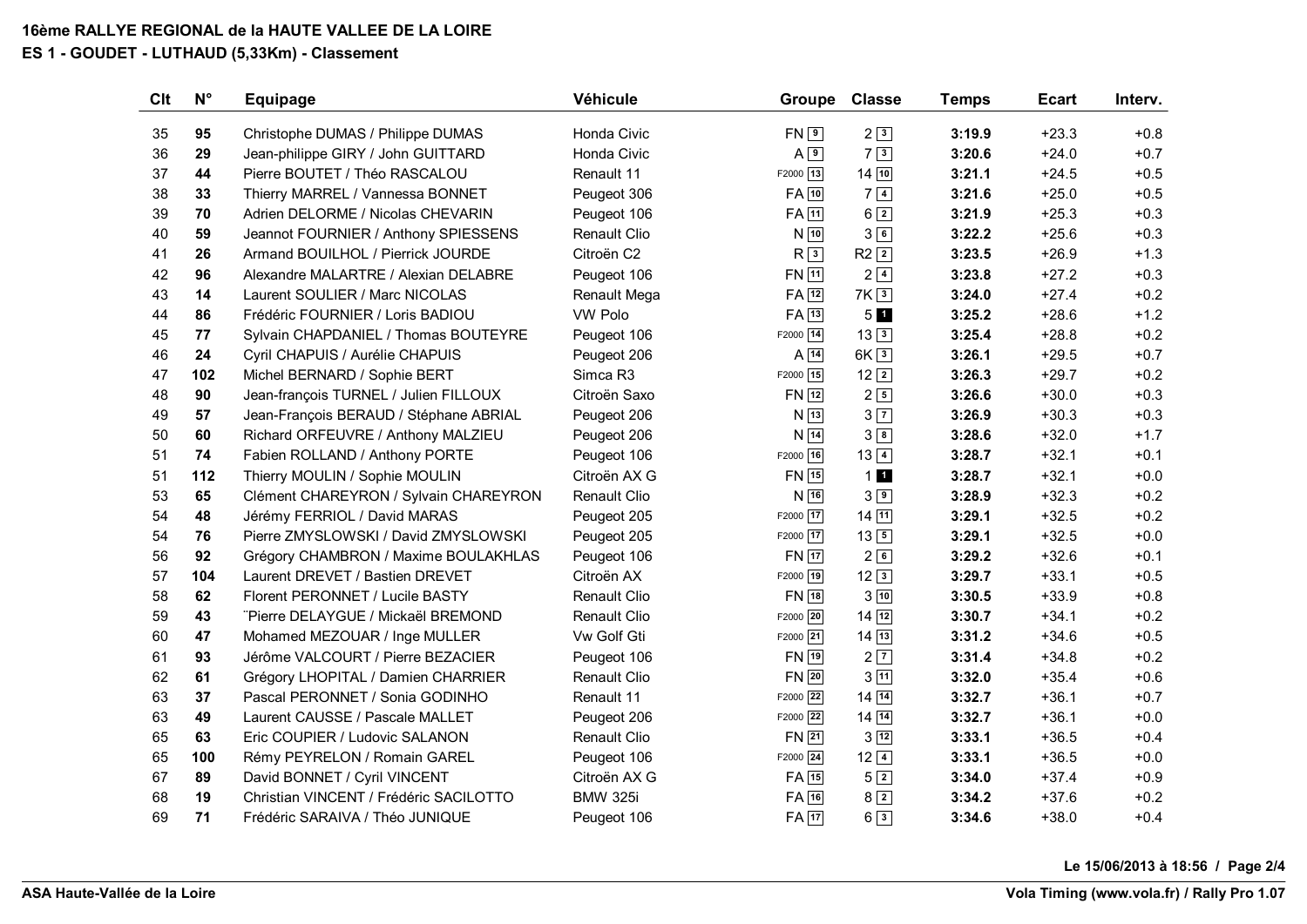**16ème RALLYE REGIONAL de la HAUTE VALLEE DE LA LOIRE**

**ES 1 - GOUDET - LUTHAUD (5,33Km) - Classement**

| Clt | N° | Equipage | Véhicule | Groupe | Classe | Temps | Ecart | Interv. |
|---|---|---|---|---|---|---|---|---|
| 35 | **95** | Christophe DUMAS / Philippe DUMAS | Honda Civic | FN 9 | 2 3 | **3:19.9** | +23.3 | +0.8 |
| 36 | **29** | Jean-philippe GIRY / John GUITTARD | Honda Civic | A 9 | 7 3 | **3:20.6** | +24.0 | +0.7 |
| 37 | **44** | Pierre BOUTET / Théo RASCALOU | Renault 11 | F2000 13 | 14 10 | **3:21.1** | +24.5 | +0.5 |
| 38 | **33** | Thierry MARREL / Vannessa BONNET | Peugeot 306 | FA 10 | 7 4 | **3:21.6** | +25.0 | +0.5 |
| 39 | **70** | Adrien DELORME / Nicolas CHEVARIN | Peugeot 106 | FA 11 | 6 2 | **3:21.9** | +25.3 | +0.3 |
| 40 | **59** | Jeannot FOURNIER / Anthony SPIESSENS | Renault Clio | N 10 | 3 6 | **3:22.2** | +25.6 | +0.3 |
| 41 | **26** | Armand BOUILHOL / Pierrick JOURDE | Citroën C2 | R 3 | R2 2 | **3:23.5** | +26.9 | +1.3 |
| 42 | **96** | Alexandre MALARTRE / Alexian DELABRE | Peugeot 106 | FN 11 | 2 4 | **3:23.8** | +27.2 | +0.3 |
| 43 | **14** | Laurent SOULIER / Marc NICOLAS | Renault Mega | FA 12 | 7K 3 | **3:24.0** | +27.4 | +0.2 |
| 44 | **86** | Frédéric FOURNIER / Loris BADIOU | VW Polo | FA 13 | 5 1 | **3:25.2** | +28.6 | +1.2 |
| 45 | **77** | Sylvain CHAPDANIEL / Thomas BOUTEYRE | Peugeot 106 | F2000 14 | 13 3 | **3:25.4** | +28.8 | +0.2 |
| 46 | **24** | Cyril CHAPUIS / Aurélie CHAPUIS | Peugeot 206 | A 14 | 6K 3 | **3:26.1** | +29.5 | +0.7 |
| 47 | **102** | Michel BERNARD / Sophie BERT | Simca R3 | F2000 15 | 12 2 | **3:26.3** | +29.7 | +0.2 |
| 48 | **90** | Jean-françois TURNEL / Julien FILLOUX | Citroën Saxo | FN 12 | 2 5 | **3:26.6** | +30.0 | +0.3 |
| 49 | **57** | Jean-François BERAUD / Stéphane ABRIAL | Peugeot 206 | N 13 | 3 7 | **3:26.9** | +30.3 | +0.3 |
| 50 | **60** | Richard ORFEUVRE / Anthony MALZIEU | Peugeot 206 | N 14 | 3 8 | **3:28.6** | +32.0 | +1.7 |
| 51 | **74** | Fabien ROLLAND / Anthony PORTE | Peugeot 106 | F2000 16 | 13 4 | **3:28.7** | +32.1 | +0.1 |
| 51 | **112** | Thierry MOULIN / Sophie MOULIN | Citroën AX G | FN 15 | 1 1 | **3:28.7** | +32.1 | +0.0 |
| 53 | **65** | Clément CHAREYRON / Sylvain CHAREYRON | Renault Clio | N 16 | 3 9 | **3:28.9** | +32.3 | +0.2 |
| 54 | **48** | Jérémy FERRIOL / David MARAS | Peugeot 205 | F2000 17 | 14 11 | **3:29.1** | +32.5 | +0.2 |
| 54 | **76** | Pierre ZMYSLOWSKI / David ZMYSLOWSKI | Peugeot 205 | F2000 17 | 13 5 | **3:29.1** | +32.5 | +0.0 |
| 56 | **92** | Grégory CHAMBRON / Maxime BOULAKHLAS | Peugeot 106 | FN 17 | 2 6 | **3:29.2** | +32.6 | +0.1 |
| 57 | **104** | Laurent DREVET / Bastien DREVET | Citroën AX | F2000 19 | 12 3 | **3:29.7** | +33.1 | +0.5 |
| 58 | **62** | Florent PERONNET / Lucile BASTY | Renault Clio | FN 18 | 3 10 | **3:30.5** | +33.9 | +0.8 |
| 59 | **43** | ¨Pierre DELAYGUE / Mickaël BREMOND | Renault Clio | F2000 20 | 14 12 | **3:30.7** | +34.1 | +0.2 |
| 60 | **47** | Mohamed MEZOUAR / Inge MULLER | Vw Golf Gti | F2000 21 | 14 13 | **3:31.2** | +34.6 | +0.5 |
| 61 | **93** | Jérôme VALCOURT / Pierre BEZACIER | Peugeot 106 | FN 19 | 2 7 | **3:31.4** | +34.8 | +0.2 |
| 62 | **61** | Grégory LHOPITAL / Damien CHARRIER | Renault Clio | FN 20 | 3 11 | **3:32.0** | +35.4 | +0.6 |
| 63 | **37** | Pascal PERONNET / Sonia GODINHO | Renault 11 | F2000 22 | 14 14 | **3:32.7** | +36.1 | +0.7 |
| 63 | **49** | Laurent CAUSSE / Pascale MALLET | Peugeot 206 | F2000 22 | 14 14 | **3:32.7** | +36.1 | +0.0 |
| 65 | **63** | Eric COUPIER / Ludovic SALANON | Renault Clio | FN 21 | 3 12 | **3:33.1** | +36.5 | +0.4 |
| 65 | **100** | Rémy PEYRELON / Romain GAREL | Peugeot 106 | F2000 24 | 12 4 | **3:33.1** | +36.5 | +0.0 |
| 67 | **89** | David BONNET / Cyril VINCENT | Citroën AX G | FA 15 | 5 2 | **3:34.0** | +37.4 | +0.9 |
| 68 | **19** | Christian VINCENT / Frédéric SACILOTTO | BMW 325i | FA 16 | 8 2 | **3:34.2** | +37.6 | +0.2 |
| 69 | **71** | Frédéric SARAIVA / Théo JUNIQUE | Peugeot 106 | FA 17 | 6 3 | **3:34.6** | +38.0 | +0.4 |

**Le 15/06/2013 à 18:56**

**ASA Haute-Vallée de la Loire**

**Vola Timing (www.vola.fr) / Rally Pro 1.07**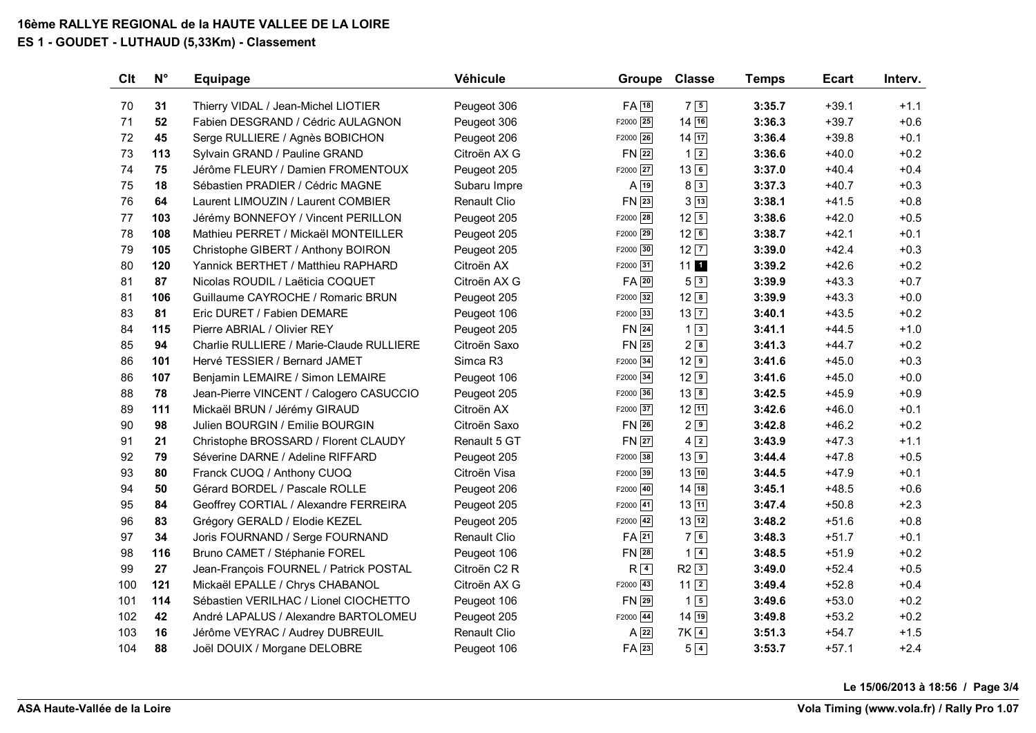# 16ème RALLYE REGIONAL de la HAUTE VALLEE DE LA LOIRE

## ES 1 - GOUDET - LUTHAUD (5,33Km) - Classement

| Clt | N° | Equipage | Véhicule | Groupe | Classe | Temps | Ecart | Interv. |
|---|---|---|---|---|---|---|---|---|
| 70 | **31** | Thierry VIDAL / Jean-Michel LIOTIER | Peugeot 306 | FA 18 | 7 5 | **3:35.7** | +39.1 | +1.1 |
| 71 | **52** | Fabien DESGRAND / Cédric AULAGNON | Peugeot 306 | F2000 25 | 14 16 | **3:36.3** | +39.7 | +0.6 |
| 72 | **45** | Serge RULLIERE / Agnès BOBICHON | Peugeot 206 | F2000 26 | 14 17 | **3:36.4** | +39.8 | +0.1 |
| 73 | **113** | Sylvain GRAND / Pauline GRAND | Citroën AX G | FN 22 | 1 2 | **3:36.6** | +40.0 | +0.2 |
| 74 | **75** | Jérôme FLEURY / Damien FROMENTOUX | Peugeot 205 | F2000 27 | 13 6 | **3:37.0** | +40.4 | +0.4 |
| 75 | **18** | Sébastien PRADIER / Cédric MAGNE | Subaru Impre | A 19 | 8 3 | **3:37.3** | +40.7 | +0.3 |
| 76 | **64** | Laurent LIMOUZIN / Laurent COMBIER | Renault Clio | FN 23 | 3 13 | **3:38.1** | +41.5 | +0.8 |
| 77 | **103** | Jérémy BONNEFOY / Vincent PERILLON | Peugeot 205 | F2000 28 | 12 5 | **3:38.6** | +42.0 | +0.5 |
| 78 | **108** | Mathieu PERRET / Mickaël MONTEILLER | Peugeot 205 | F2000 29 | 12 6 | **3:38.7** | +42.1 | +0.1 |
| 79 | **105** | Christophe GIBERT / Anthony BOIRON | Peugeot 205 | F2000 30 | 12 7 | **3:39.0** | +42.4 | +0.3 |
| 80 | **120** | Yannick BERTHET / Matthieu RAPHARD | Citroën AX | F2000 31 | 11 **1** | **3:39.2** | +42.6 | +0.2 |
| 81 | **87** | Nicolas ROUDIL / Laëticia COQUET | Citroën AX G | FA 20 | 5 3 | **3:39.9** | +43.3 | +0.7 |
| 81 | **106** | Guillaume CAYROCHE / Romaric BRUN | Peugeot 205 | F2000 32 | 12 8 | **3:39.9** | +43.3 | +0.0 |
| 83 | **81** | Eric DURET / Fabien DEMARE | Peugeot 106 | F2000 33 | 13 7 | **3:40.1** | +43.5 | +0.2 |
| 84 | **115** | Pierre ABRIAL / Olivier REY | Peugeot 205 | FN 24 | 1 3 | **3:41.1** | +44.5 | +1.0 |
| 85 | **94** | Charlie RULLIERE / Marie-Claude RULLIERE | Citroën Saxo | FN 25 | 2 8 | **3:41.3** | +44.7 | +0.2 |
| 86 | **101** | Hervé TESSIER / Bernard JAMET | Simca R3 | F2000 34 | 12 9 | **3:41.6** | +45.0 | +0.3 |
| 86 | **107** | Benjamin LEMAIRE / Simon LEMAIRE | Peugeot 106 | F2000 34 | 12 9 | **3:41.6** | +45.0 | +0.0 |
| 88 | **78** | Jean-Pierre VINCENT / Calogero CASUCCIO | Peugeot 205 | F2000 36 | 13 8 | **3:42.5** | +45.9 | +0.9 |
| 89 | **111** | Mickaël BRUN / Jérémy GIRAUD | Citroën AX | F2000 37 | 12 11 | **3:42.6** | +46.0 | +0.1 |
| 90 | **98** | Julien BOURGIN / Emilie BOURGIN | Citroën Saxo | FN 26 | 2 9 | **3:42.8** | +46.2 | +0.2 |
| 91 | **21** | Christophe BROSSARD / Florent CLAUDY | Renault 5 GT | FN 27 | 4 2 | **3:43.9** | +47.3 | +1.1 |
| 92 | **79** | Séverine DARNE / Adeline RIFFARD | Peugeot 205 | F2000 38 | 13 9 | **3:44.4** | +47.8 | +0.5 |
| 93 | **80** | Franck CUOQ / Anthony CUOQ | Citroën Visa | F2000 39 | 13 10 | **3:44.5** | +47.9 | +0.1 |
| 94 | **50** | Gérard BORDEL / Pascale ROLLE | Peugeot 206 | F2000 40 | 14 18 | **3:45.1** | +48.5 | +0.6 |
| 95 | **84** | Geoffrey CORTIAL / Alexandre FERREIRA | Peugeot 205 | F2000 41 | 13 11 | **3:47.4** | +50.8 | +2.3 |
| 96 | **83** | Grégory GERALD / Elodie KEZEL | Peugeot 205 | F2000 42 | 13 12 | **3:48.2** | +51.6 | +0.8 |
| 97 | **34** | Joris FOURNAND / Serge FOURNAND | Renault Clio | FA 21 | 7 6 | **3:48.3** | +51.7 | +0.1 |
| 98 | **116** | Bruno CAMET / Stéphanie FOREL | Peugeot 106 | FN 28 | 1 4 | **3:48.5** | +51.9 | +0.2 |
| 99 | **27** | Jean-François FOURNEL / Patrick POSTAL | Citroën C2 R | R 4 | R2 3 | **3:49.0** | +52.4 | +0.5 |
| 100 | **121** | Mickaël EPALLE / Chrys CHABANOL | Citroën AX G | F2000 43 | 11 2 | **3:49.4** | +52.8 | +0.4 |
| 101 | **114** | Sébastien VERILHAC / Lionel CIOCHETTO | Peugeot 106 | FN 29 | 1 5 | **3:49.6** | +53.0 | +0.2 |
| 102 | **42** | André LAPALUS / Alexandre BARTOLOMEU | Peugeot 205 | F2000 44 | 14 19 | **3:49.8** | +53.2 | +0.2 |
| 103 | **16** | Jérôme VEYRAC / Audrey DUBREUIL | Renault Clio | A 22 | 7K 4 | **3:51.3** | +54.7 | +1.5 |
| 104 | **88** | Joël DOUIX / Morgane DELOBRE | Peugeot 106 | FA 23 | 5 4 | **3:53.7** | +57.1 | +2.4 |

Le 15/06/2013 à 18:56

ASA Haute-Vallée de la Loire

Vola Timing (www.vola.fr) / Rally Pro 1.07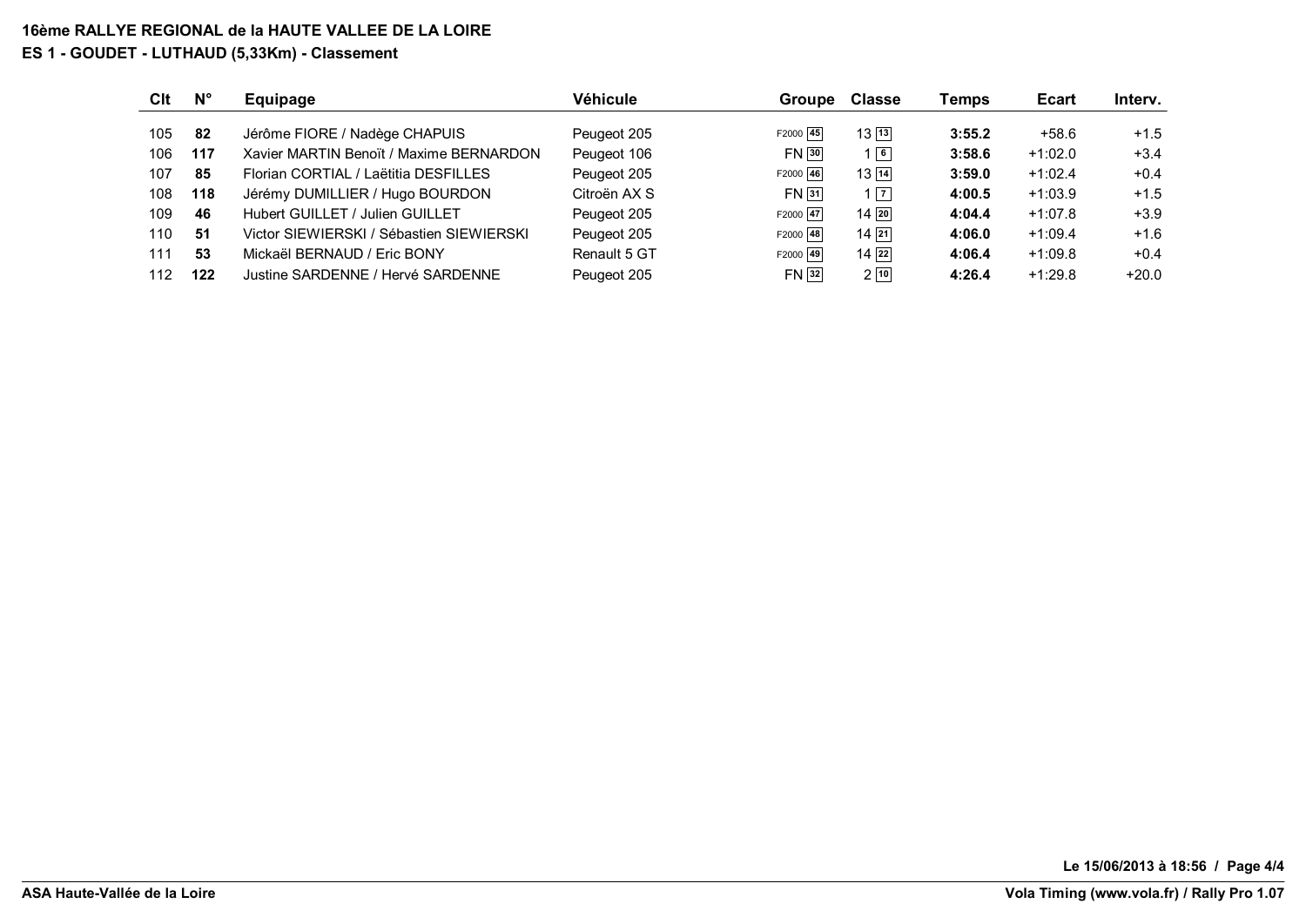**16ème RALLYE REGIONAL de la HAUTE VALLEE DE LA LOIRE**

**ES 1 - GOUDET - LUTHAUD (5,33Km) - Classement**

| Clt | N° | Equipage | Véhicule | Groupe | Classe | Temps | Ecart | Interv. |
|---|---|---|---|---|---|---|---|---|
| 105 | **82** | Jérôme FIORE / Nadège CHAPUIS | Peugeot 205 | F2000 45 | 13 13 | **3:55.2** | +58.6 | +1.5 |
| 106 | **117** | Xavier MARTIN Benoït / Maxime BERNARDON | Peugeot 106 | FN 30 | 1 6 | **3:58.6** | +1:02.0 | +3.4 |
| 107 | **85** | Florian CORTIAL / Laëtitia DESFILLES | Peugeot 205 | F2000 46 | 13 14 | **3:59.0** | +1:02.4 | +0.4 |
| 108 | **118** | Jérémy DUMILLIER / Hugo BOURDON | Citroën AX S | FN 31 | 1 7 | **4:00.5** | +1:03.9 | +1.5 |
| 109 | **46** | Hubert GUILLET / Julien GUILLET | Peugeot 205 | F2000 47 | 14 20 | **4:04.4** | +1:07.8 | +3.9 |
| 110 | **51** | Victor SIEWIERSKI / Sébastien SIEWIERSKI | Peugeot 205 | F2000 48 | 14 21 | **4:06.0** | +1:09.4 | +1.6 |
| 111 | **53** | Mickaël BERNAUD / Eric BONY | Renault 5 GT | F2000 49 | 14 22 | **4:06.4** | +1:09.8 | +0.4 |
| 112 | **122** | Justine SARDENNE / Hervé SARDENNE | Peugeot 205 | FN 32 | 2 10 | **4:26.4** | +1:29.8 | +20.0 |

**Le 15/06/2013 à 18:56**

**ASA Haute-Vallée de la Loire**

**Vola Timing (www.vola.fr) / Rally Pro 1.07**